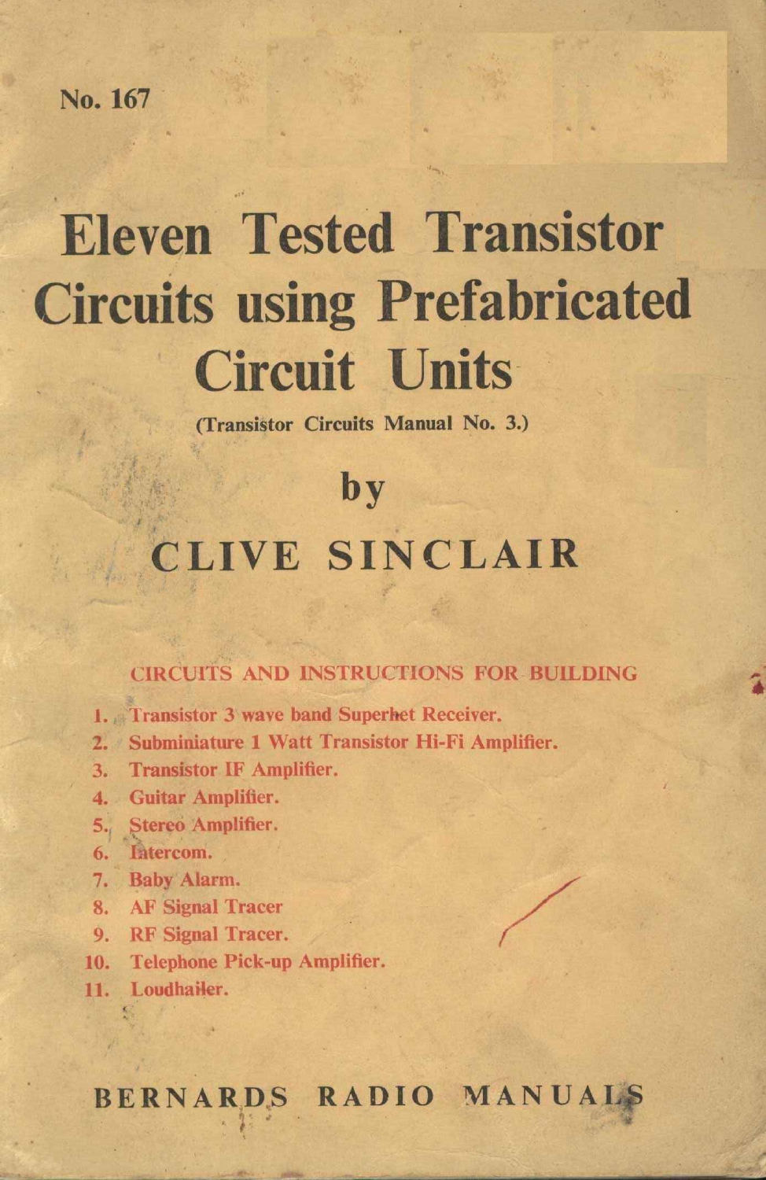No. 167

# Eleven Tested Transistor Circuits using Prefabricated Circuit Units

(Transistor Circuits Manual No. 3.)

by

## CLIVE SINCLAIR

### CIRCUITS AND INSTRUCTIONS FOR BUILDING

1. Transistor 3 wave band Superhet Receiver.
2. Subminiature 1 Watt Transistor Hi-Fi Amplifier.
3. Transistor IF Amplifier.
4. Guitar Amplifier.
5. Stereo Amplifier.
6. Intercom.
7. Baby Alarm.
8. AF Signal Tracer
9. RF Signal Tracer.
10. Telephone Pick-up Amplifier.
11. Loudhailer.

BERNARDS RADIO MANUALS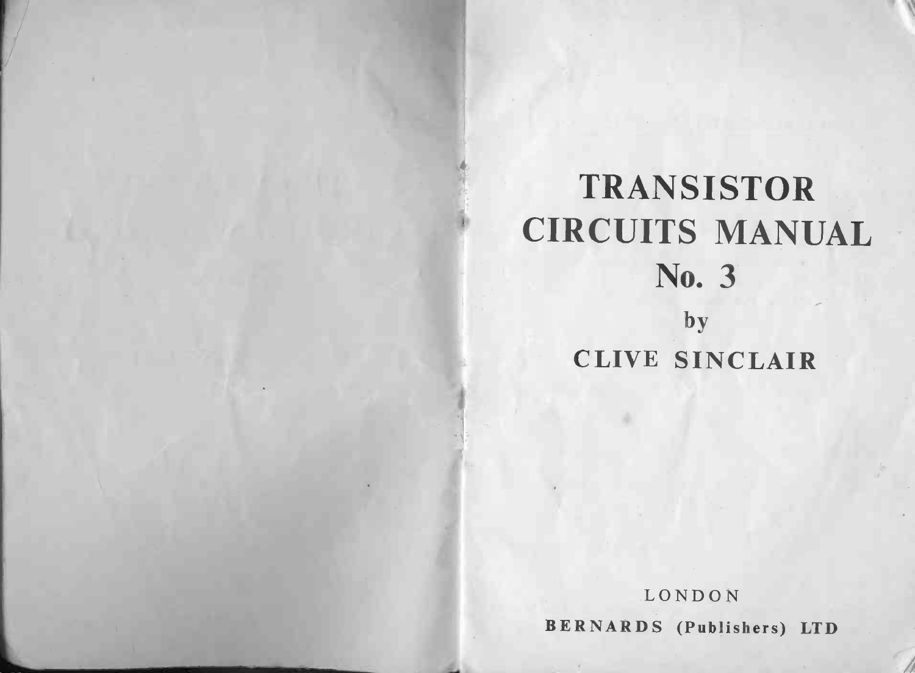# TRANSISTOR CIRCUITS MANUAL No. 3

by

CLIVE SINCLAIR

LONDON

BERNARDS (Publishers) LTD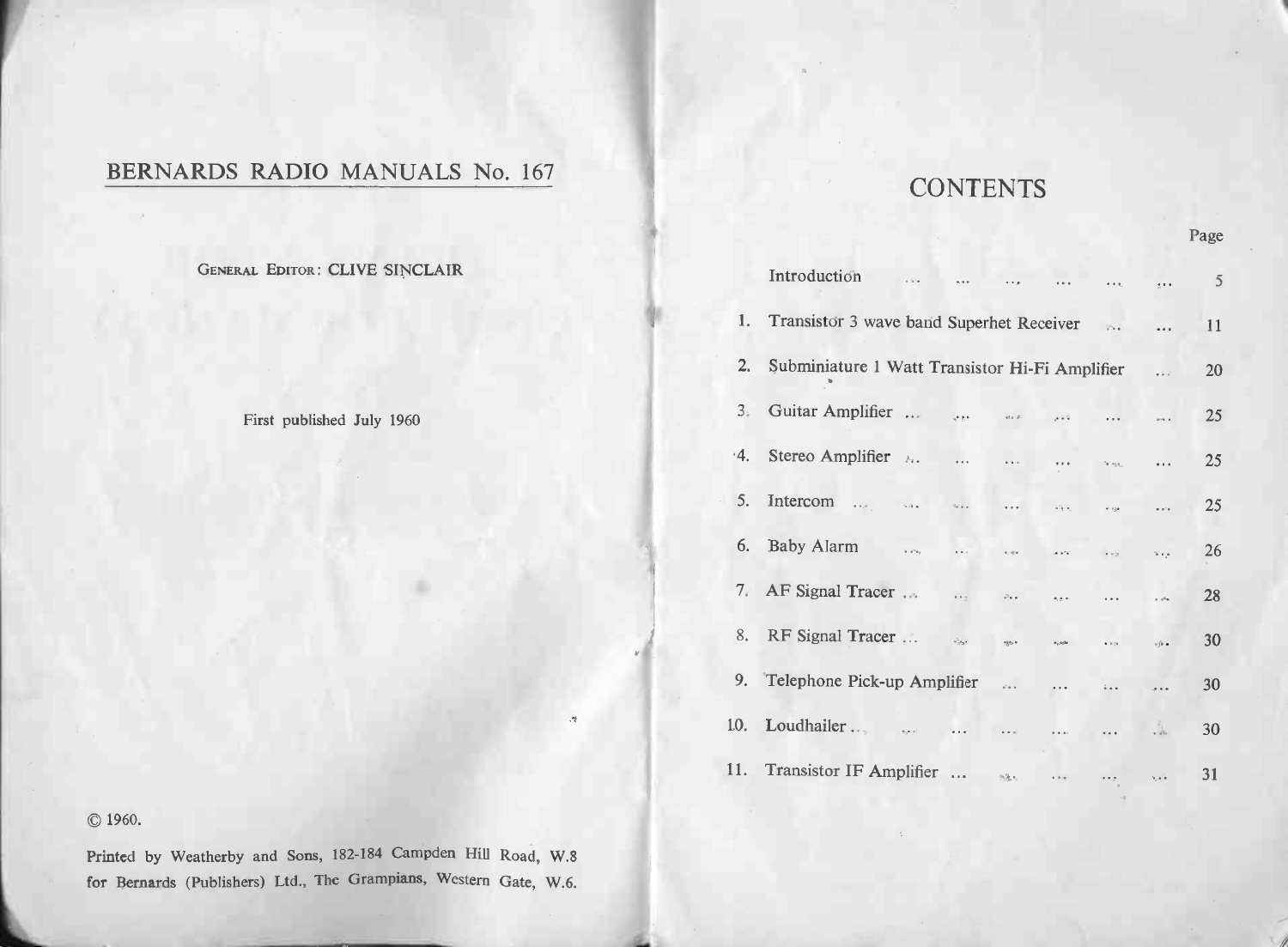## BERNARDS RADIO MANUALS No. 167

GENERAL EDITOR: CLIVE SINCLAIR

First published July 1960

© 1960.

Printed by Weatherby and Sons, 182-184 Campden Hill Road, W.8 for Bernards (Publishers) Ltd., The Grampians, Western Gate, W.6.

# CONTENTS

| | | Page |
|---|---|---|
| | Introduction | 5 |
| 1. | Transistor 3 wave band Superhet Receiver | 11 |
| 2. | Subminiature 1 Watt Transistor Hi-Fi Amplifier | 20 |
| 3. | Guitar Amplifier | 25 |
| 4. | Stereo Amplifier | 25 |
| 5. | Intercom | 25 |
| 6. | Baby Alarm | 26 |
| 7. | AF Signal Tracer | 28 |
| 8. | RF Signal Tracer | 30 |
| 9. | Telephone Pick-up Amplifier | 30 |
| 10. | Loudhailer | 30 |
| 11. | Transistor IF Amplifier | 31 |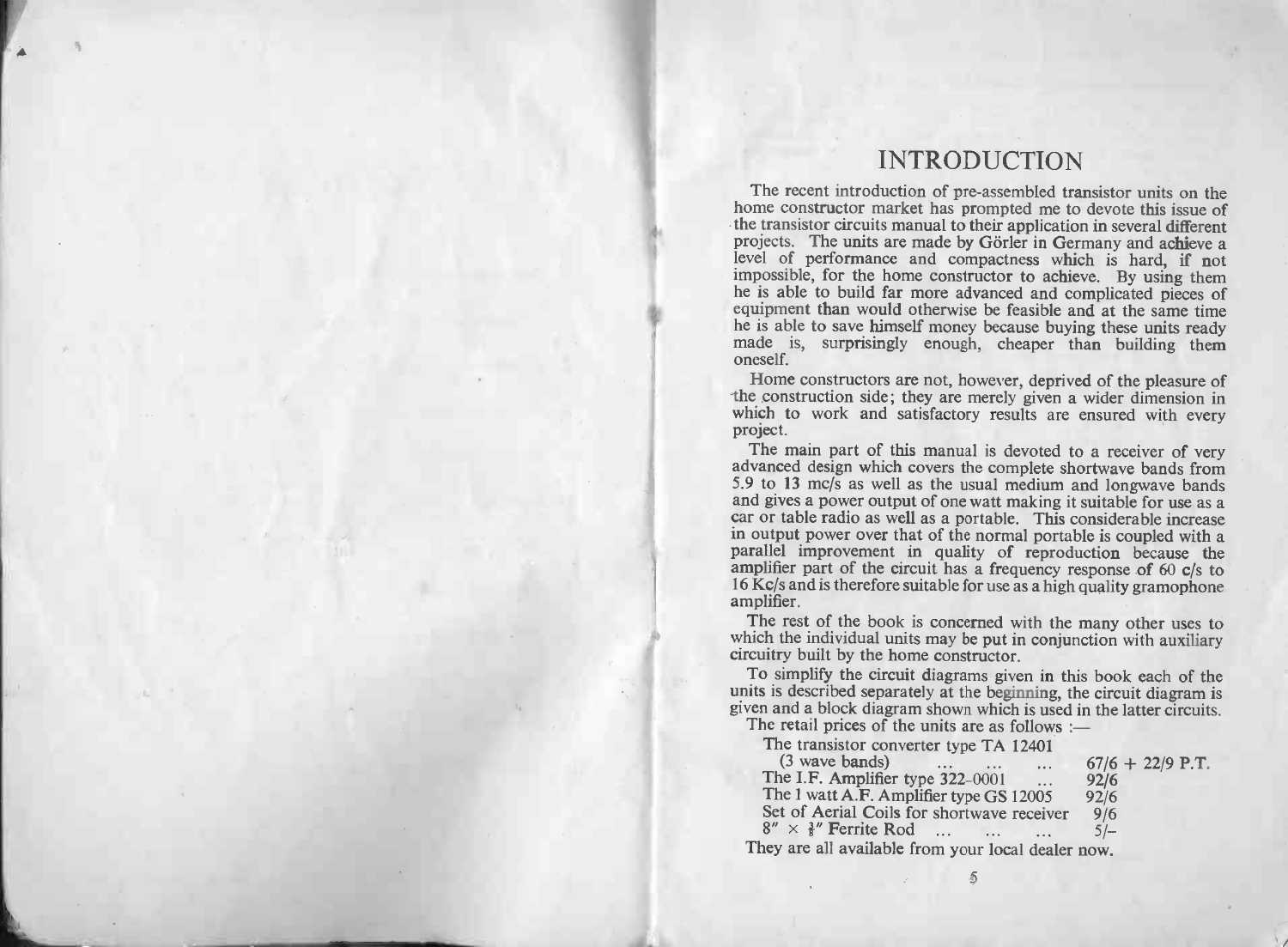# INTRODUCTION

The recent introduction of pre-assembled transistor units on the home constructor market has prompted me to devote this issue of the transistor circuits manual to their application in several different projects. The units are made by Görler in Germany and achieve a level of performance and compactness which is hard, if not impossible, for the home constructor to achieve. By using them he is able to build far more advanced and complicated pieces of equipment than would otherwise be feasible and at the same time he is able to save himself money because buying these units ready made is, surprisingly enough, cheaper than building them oneself.

Home constructors are not, however, deprived of the pleasure of the construction side; they are merely given a wider dimension in which to work and satisfactory results are ensured with every project.

The main part of this manual is devoted to a receiver of very advanced design which covers the complete shortwave bands from 5.9 to 13 mc/s as well as the usual medium and longwave bands and gives a power output of one watt making it suitable for use as a car or table radio as well as a portable. This considerable increase in output power over that of the normal portable is coupled with a parallel improvement in quality of reproduction because the amplifier part of the circuit has a frequency response of 60 c/s to 16 Kc/s and is therefore suitable for use as a high quality gramophone amplifier.

The rest of the book is concerned with the many other uses to which the individual units may be put in conjunction with auxiliary circuitry built by the home constructor.

To simplify the circuit diagrams given in this book each of the units is described separately at the beginning, the circuit diagram is given and a block diagram shown which is used in the latter circuits.

The retail prices of the units are as follows :—

| Item | Price |
| --- | --- |
| The transistor converter type TA 12401 (3 wave bands) ... ... ... | 67/6 + 22/9 P.T. |
| The I.F. Amplifier type 322-0001 ... | 92/6 |
| The 1 watt A.F. Amplifier type GS 12005 | 92/6 |
| Set of Aerial Coils for shortwave receiver | 9/6 |
| 8" × ⅜" Ferrite Rod ... ... ... | 5/- |

They are all available from your local dealer now.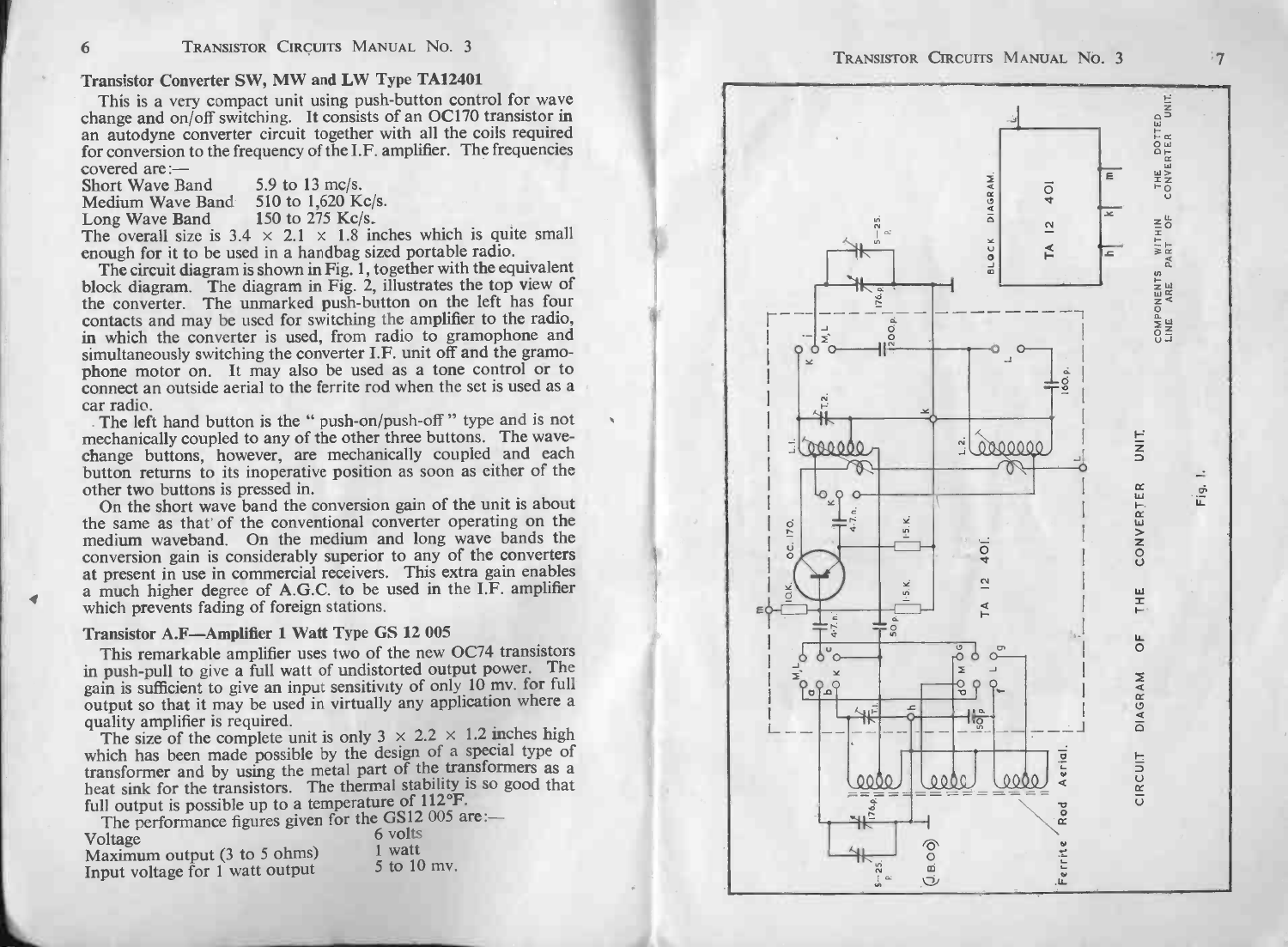### Transistor Converter SW, MW and LW Type TA12401

This is a very compact unit using push-button control for wave change and on/off switching. It consists of an OC170 transistor in an autodyne converter circuit together with all the coils required for conversion to the frequency of the I.F. amplifier. The frequencies covered are:—

| | |
|---|---|
| Short Wave Band | 5.9 to 13 mc/s. |
| Medium Wave Band | 510 to 1,620 Kc/s. |
| Long Wave Band | 150 to 275 Kc/s. |

The overall size is 3.4 × 2.1 × 1.8 inches which is quite small enough for it to be used in a handbag sized portable radio.

The circuit diagram is shown in Fig. 1, together with the equivalent block diagram. The diagram in Fig. 2, illustrates the top view of the converter. The unmarked push-button on the left has four contacts and may be used for switching the amplifier to the radio, in which the converter is used, from radio to gramophone and simultaneously switching the converter I.F. unit off and the gramophone motor on. It may also be used as a tone control or to connect an outside aerial to the ferrite rod when the set is used as a car radio.

The left hand button is the " push-on/push-off " type and is not mechanically coupled to any of the other three buttons. The wave-change buttons, however, are mechanically coupled and each button returns to its inoperative position as soon as either of the other two buttons is pressed in.

On the short wave band the conversion gain of the unit is about the same as that of the conventional converter operating on the medium waveband. On the medium and long wave bands the conversion gain is considerably superior to any of the converters at present in use in commercial receivers. This extra gain enables a much higher degree of A.G.C. to be used in the I.F. amplifier which prevents fading of foreign stations.

### Transistor A.F—Amplifier 1 Watt Type GS 12 005

This remarkable amplifier uses two of the new OC74 transistors in push-pull to give a full watt of undistorted output power. The gain is sufficient to give an input sensitivity of only 10 mv. for full output so that it may be used in virtually any application where a quality amplifier is required.

The size of the complete unit is only 3 × 2.2 × 1.2 inches high which has been made possible by the design of a special type of transformer and by using the metal part of the transformers as a heat sink for the transistors. The thermal stability is so good that full output is possible up to a temperature of 112°F.

The performance figures given for the GS12 005 are:—

| | |
|---|---|
| Voltage | 6 volts |
| Maximum output (3 to 5 ohms) | 1 watt |
| Input voltage for 1 watt output | 5 to 10 mv. |

CIRCUIT DIAGRAM OF THE CONVERTER UNIT.

COMPONENTS WITHIN THE DOTTED LINE ARE PART OF CONVERTER UNIT.

Fig. 1.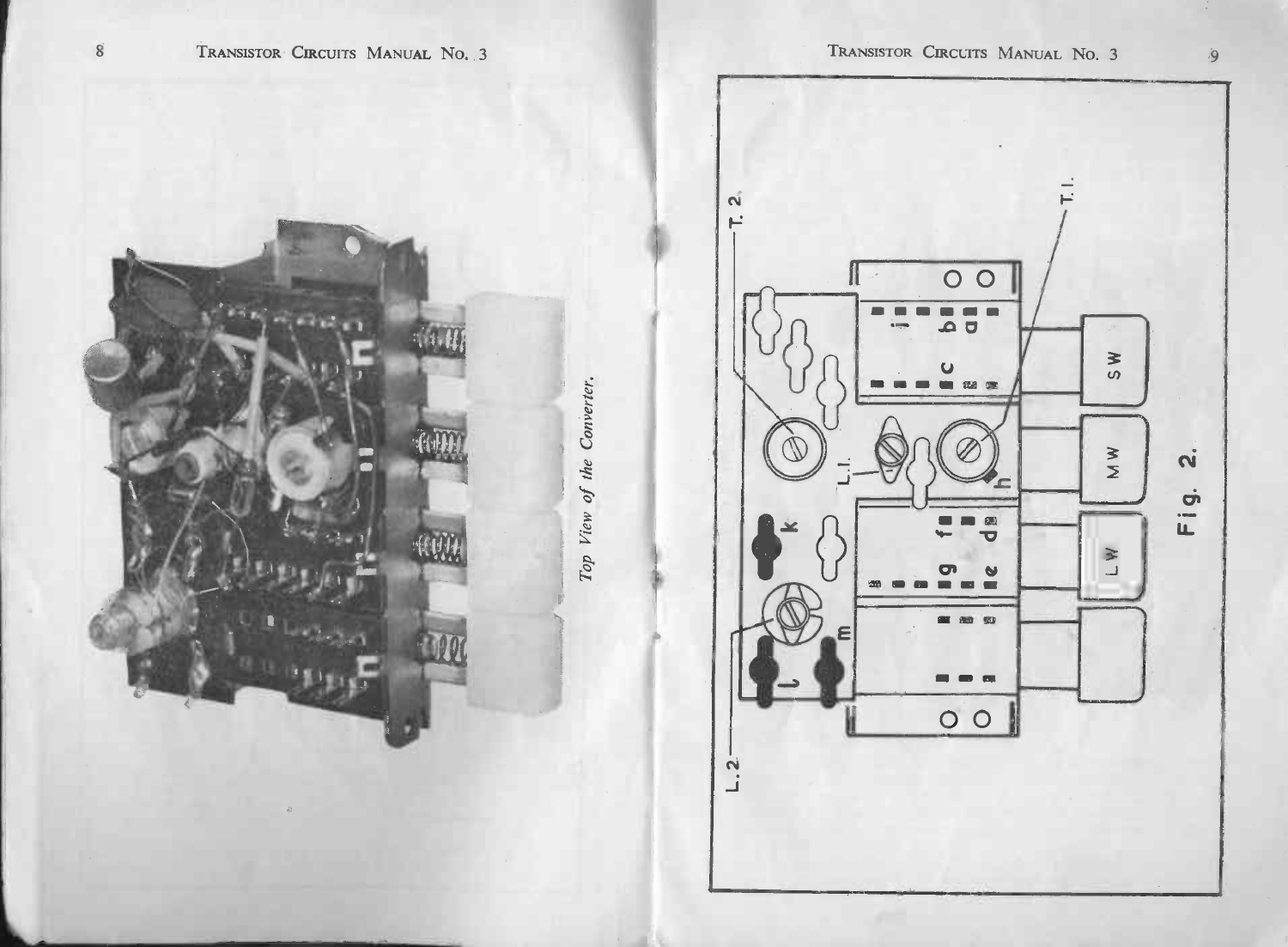*Top View of the Converter.*

Fig. 2.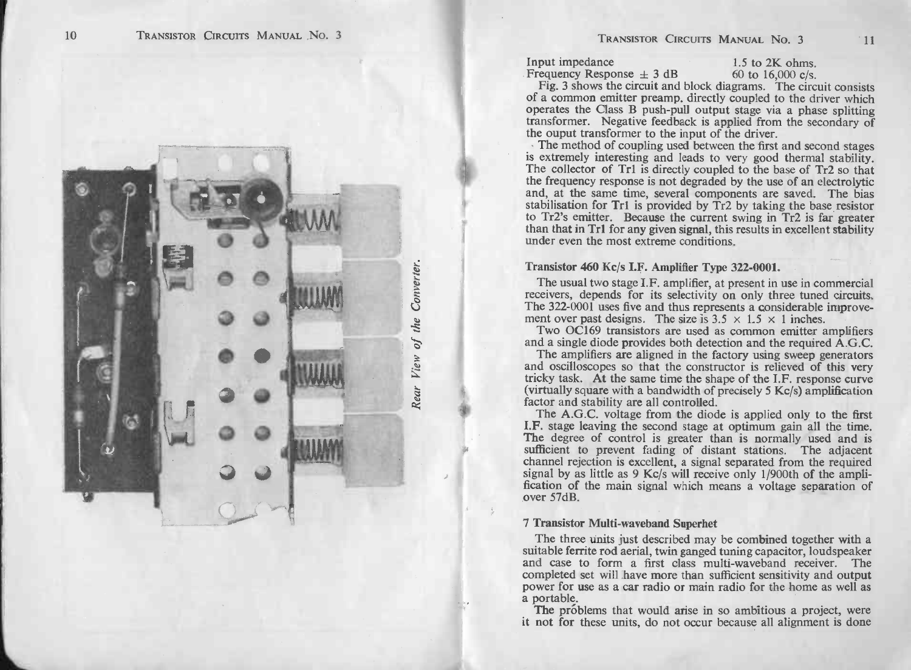*Rear View of the Converter.*

| Input impedance | 1.5 to 2K ohms. |
| --- | --- |
| Frequency Response ± 3 dB | 60 to 16,000 c/s. |

Fig. 3 shows the circuit and block diagrams. The circuit consists of a common emitter preamp. directly coupled to the driver which operates the Class B push-pull output stage via a phase splitting transformer. Negative feedback is applied from the secondary of the ouput transformer to the input of the driver.

The method of coupling used between the first and second stages is extremely interesting and leads to very good thermal stability. The collector of Tr1 is directly coupled to the base of Tr2 so that the frequency response is not degraded by the use of an electrolytic and, at the same time, several components are saved. The bias stabilisation for Tr1 is provided by Tr2 by taking the base resistor to Tr2's emitter. Because the current swing in Tr2 is far greater than that in Tr1 for any given signal, this results in excellent stability under even the most extreme conditions.

**Transistor 460 Kc/s I.F. Amplifier Type 322-0001.**

The usual two stage I.F. amplifier, at present in use in commercial receivers, depends for its selectivity on only three tuned circuits. The 322-0001 uses five and thus represents a considerable improvement over past designs. The size is 3.5 × 1.5 × 1 inches.

Two OC169 transistors are used as common emitter amplifiers and a single diode provides both detection and the required A.G.C.

The amplifiers are aligned in the factory using sweep generators and oscilloscopes so that the constructor is relieved of this very tricky task. At the same time the shape of the I.F. response curve (virtually square with a bandwidth of precisely 5 Kc/s) amplification factor and stability are all controlled.

The A.G.C. voltage from the diode is applied only to the first I.F. stage leaving the second stage at optimum gain all the time. The degree of control is greater than is normally used and is sufficient to prevent fading of distant stations. The adjacent channel rejection is excellent, a signal separated from the required signal by as little as 9 Kc/s will receive only 1/900th of the amplification of the main signal which means a voltage separation of over 57dB.

**7 Transistor Multi-waveband Superhet**

The three units just described may be combined together with a suitable ferrite rod aerial, twin ganged tuning capacitor, loudspeaker and case to form a first class multi-waveband receiver. The completed set will have more than sufficient sensitivity and output power for use as a car radio or main radio for the home as well as a portable.

The problems that would arise in so ambitious a project, were it not for these units, do not occur because all alignment is done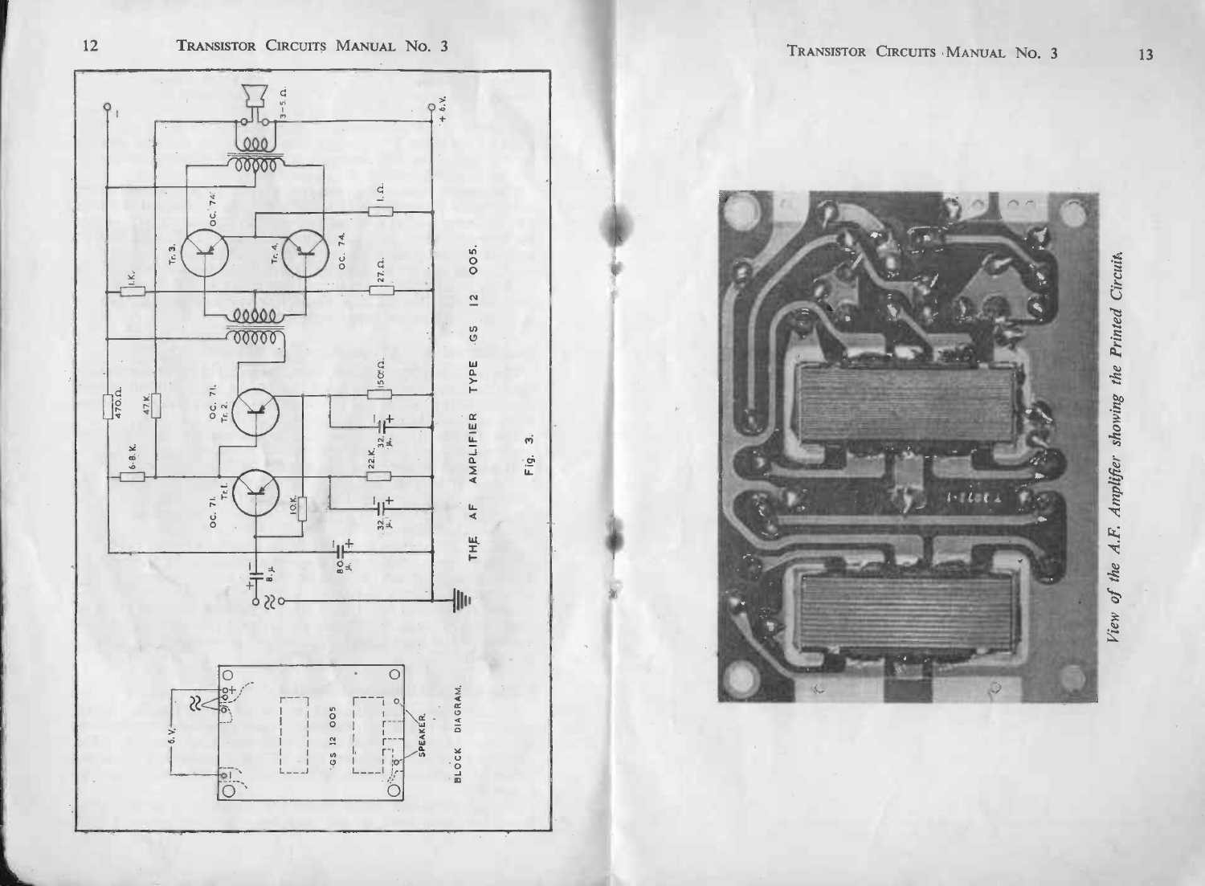THE AF AMPLIFIER TYPE GS 12 005.

Fig. 3.

BLOCK DIAGRAM.

*View of the A.F. Amplifier showing the Printed Circuit.*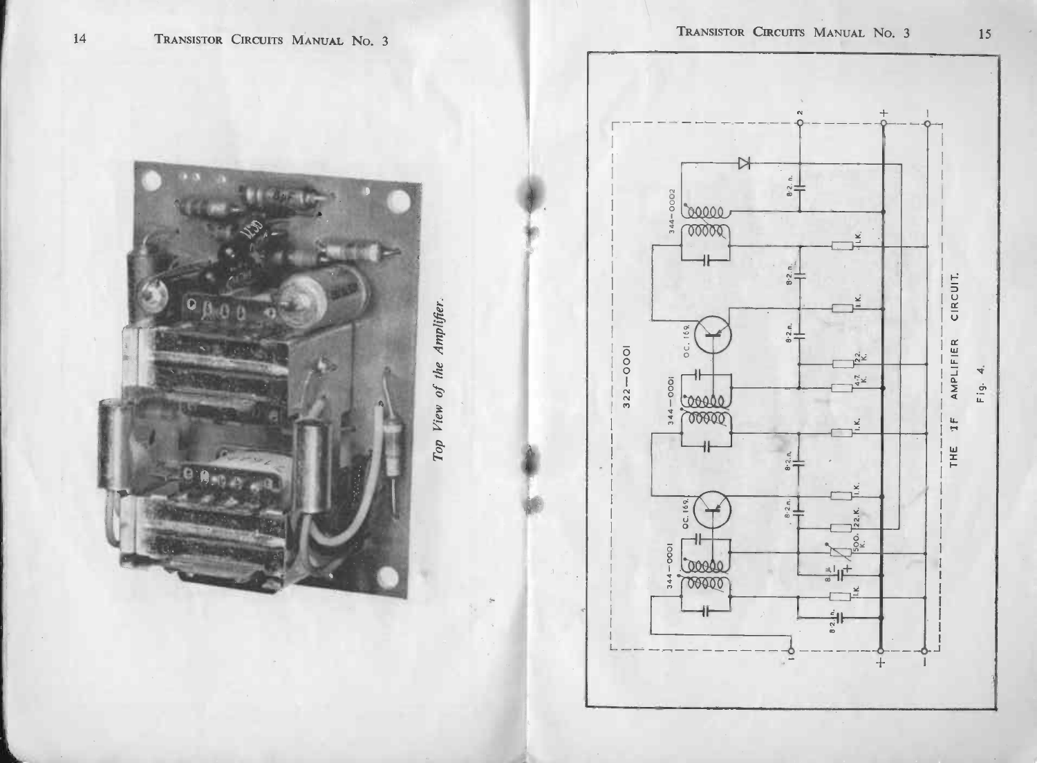*Top View of the Amplifier.*

THE IF AMPLIFIER CIRCUIT.

Fig. 4.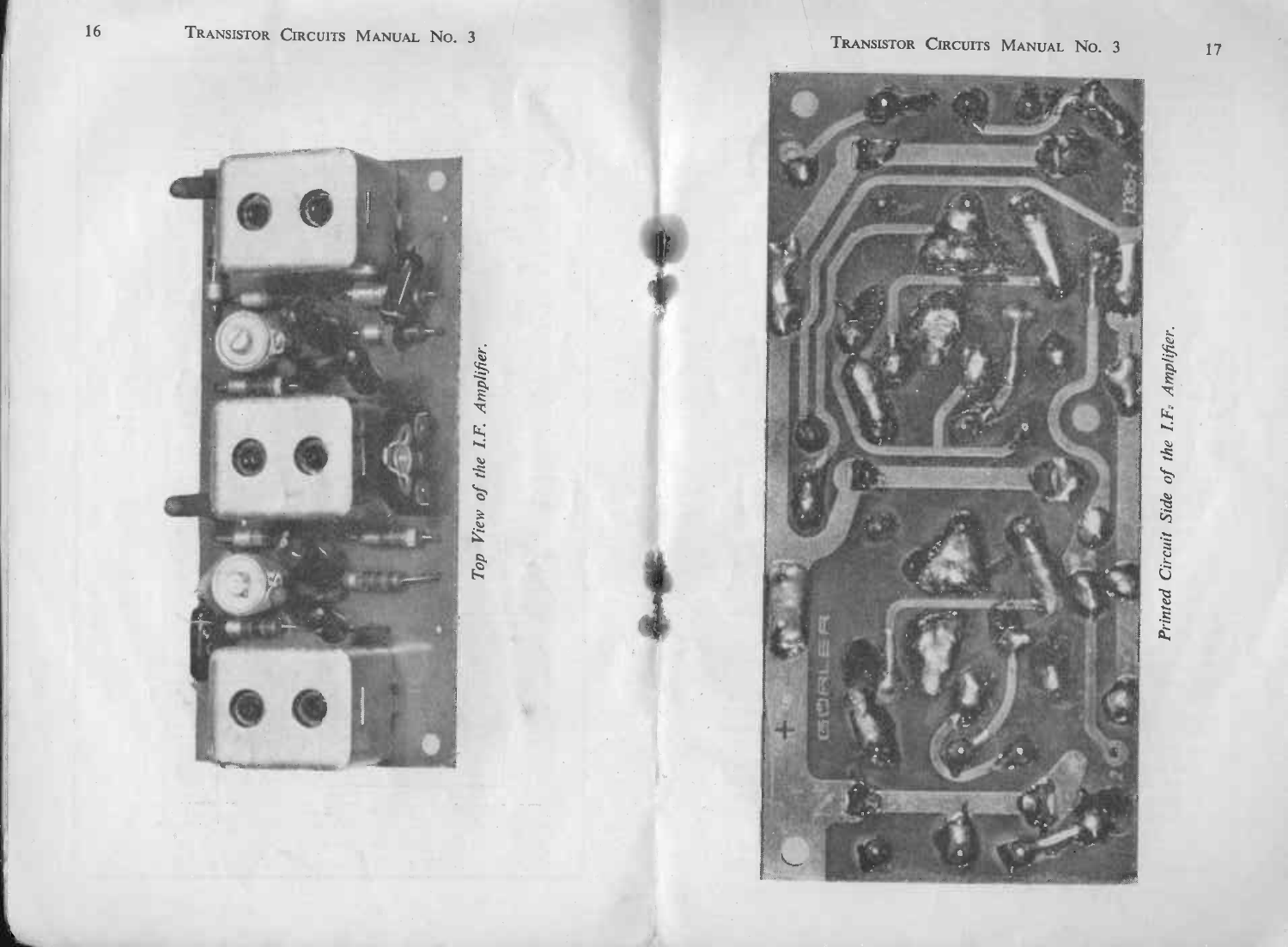*Top View of the I.F. Amplifier.*

*Printed Circuit Side of the I.F. Amplifier.*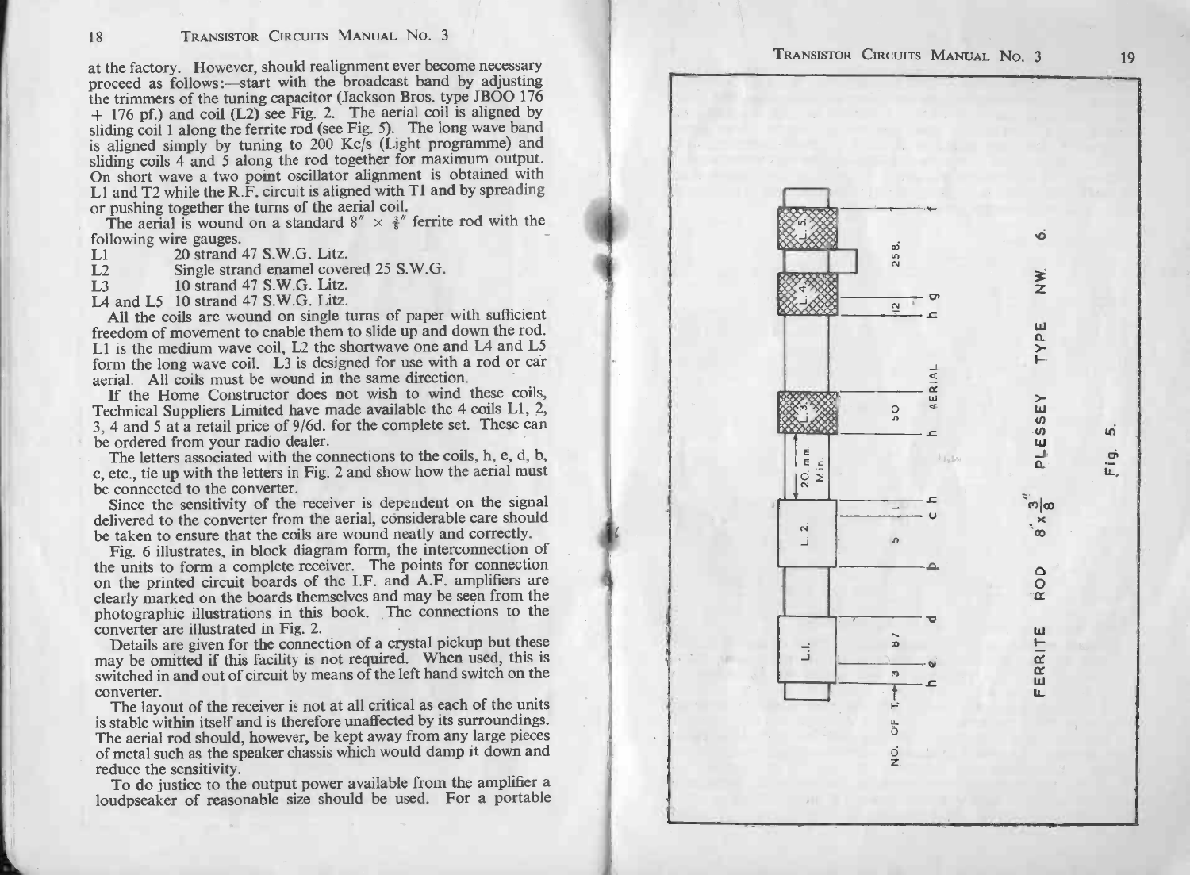at the factory. However, should realignment ever become necessary proceed as follows:—start with the broadcast band by adjusting the trimmers of the tuning capacitor (Jackson Bros. type JBOO 176 + 176 pf.) and coil (L2) see Fig. 2. The aerial coil is aligned by sliding coil 1 along the ferrite rod (see Fig. 5). The long wave band is aligned simply by tuning to 200 Kc/s (Light programme) and sliding coils 4 and 5 along the rod together for maximum output. On short wave a two point oscillator alignment is obtained with L1 and T2 while the R.F. circuit is aligned with T1 and by spreading or pushing together the turns of the aerial coil.

The aerial is wound on a standard 8″ × ⅜″ ferrite rod with the following wire gauges.

| | |
|---|---|
| L1 | 20 strand 47 S.W.G. Litz. |
| L2 | Single strand enamel covered 25 S.W.G. |
| L3 | 10 strand 47 S.W.G. Litz. |
| L4 and L5 | 10 strand 47 S.W.G. Litz. |

All the coils are wound on single turns of paper with sufficient freedom of movement to enable them to slide up and down the rod. L1 is the medium wave coil, L2 the shortwave one and L4 and L5 form the long wave coil. L3 is designed for use with a rod or car aerial. All coils must be wound in the same direction.

If the Home Constructor does not wish to wind these coils, Technical Suppliers Limited have made available the 4 coils L1, 2, 3, 4 and 5 at a retail price of 9/6d. for the complete set. These can be ordered from your radio dealer.

The letters associated with the connections to the coils, h, e, d, b, c, etc., tie up with the letters in Fig. 2 and show how the aerial must be connected to the converter.

Since the sensitivity of the receiver is dependent on the signal delivered to the converter from the aerial, considerable care should be taken to ensure that the coils are wound neatly and correctly.

Fig. 6 illustrates, in block diagram form, the interconnection of the units to form a complete receiver. The points for connection on the printed circuit boards of the I.F. and A.F. amplifiers are clearly marked on the boards themselves and may be seen from the photographic illustrations in this book. The connections to the converter are illustrated in Fig. 2.

Details are given for the connection of a crystal pickup but these may be omitted if this facility is not required. When used, this is switched in and out of circuit by means of the left hand switch on the converter.

The layout of the receiver is not at all critical as each of the units is stable within itself and is therefore unaffected by its surroundings. The aerial rod should, however, be kept away from any large pieces of metal such as the speaker chassis which would damp it down and reduce the sensitivity.

To do justice to the output power available from the amplifier a loudspeaker of reasonable size should be used. For a portable

L.1. L.2. L.3. L.4. L.5.

20 mm. Min.

NO. OF T. → 3 87 5 1 50 12 258

h e d b c h h AERIAL h g f

FERRITE ROD 8″ × ⅜″ PLESSEY TYPE NW. 6.

Fig. 5.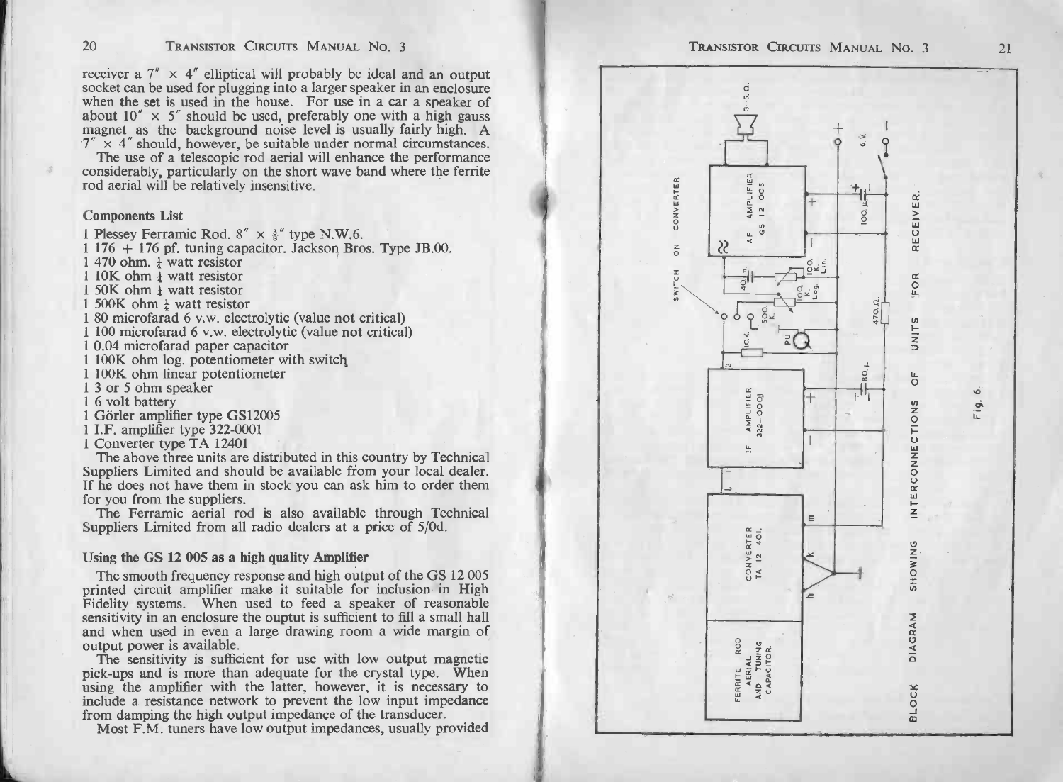receiver a 7" × 4" elliptical will probably be ideal and an output socket can be used for plugging into a larger speaker in an enclosure when the set is used in the house. For use in a car a speaker of about 10" × 5" should be used, preferably one with a high gauss magnet as the background noise level is usually fairly high. A 7" × 4" should, however, be suitable under normal circumstances.

The use of a telescopic rod aerial will enhance the performance considerably, particularly on the short wave band where the ferrite rod aerial will be relatively insensitive.

### Components List

1 Plessey Ferramic Rod. 8" × ⅜" type N.W.6.
1 176 + 176 pf. tuning capacitor. Jackson Bros. Type JB.00.
1 470 ohm. ¼ watt resistor
1 10K ohm ¼ watt resistor
1 50K ohm ¼ watt resistor
1 500K ohm ¼ watt resistor
1 80 microfarad 6 v.w. electrolytic (value not critical)
1 100 microfarad 6 v.w. electrolytic (value not critical)
1 0.04 microfarad paper capacitor
1 100K ohm log. potentiometer with switch
1 100K ohm linear potentiometer
1 3 or 5 ohm speaker
1 6 volt battery
1 Görler amplifier type GS12005
1 I.F. amplifier type 322-0001
1 Converter type TA 12401

The above three units are distributed in this country by Technical Suppliers Limited and should be available from your local dealer. If he does not have them in stock you can ask him to order them for you from the suppliers.

The Ferramic aerial rod is also available through Technical Suppliers Limited from all radio dealers at a price of 5/0d.

### Using the GS 12 005 as a high quality Amplifier

The smooth frequency response and high output of the GS 12 005 printed circuit amplifier make it suitable for inclusion in High Fidelity systems. When used to feed a speaker of reasonable sensitivity in an enclosure the ouptut is sufficient to fill a small hall and when used in even a large drawing room a wide margin of output power is available.

The sensitivity is sufficient for use with low output magnetic pick-ups and is more than adequate for the crystal type. When using the amplifier with the latter, however, it is necessary to include a resistance network to prevent the low input impedance from damping the high output impedance of the transducer.

Most F.M. tuners have low output impedances, usually provided

FERRITE ROD AERIAL AND TUNING CAPACITOR.

CONVERTER TA 12 401.

IF AMPLIFIER 322-0001

AF AMPLIFIER GS 12 005

SWITCH ON CONVERTER

3–5 Ω.

100 K. Lin.

100 K. Log.

40 μ.

500 K.

10 K.

PU

80 μ

470 Ω.

100 μ

6 V.

Fig. 6.

BLOCK DIAGRAM SHOWING INTERCONNECTIONS OF UNITS FOR RECEIVER.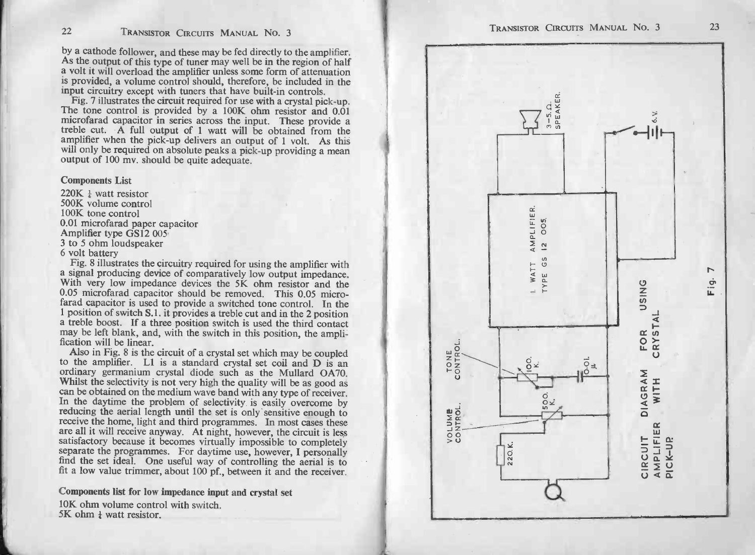by a cathode follower, and these may be fed directly to the amplifier. As the output of this type of tuner may well be in the region of half a volt it will overload the amplifier unless some form of attenuation is provided, a volume control should, therefore, be included in the input circuitry except with tuners that have built-in controls.

Fig. 7 illustrates the circuit required for use with a crystal pick-up. The tone control is provided by a 100K ohm resistor and 0.01 microfarad capacitor in series across the input. These provide a treble cut. A full output of 1 watt will be obtained from the amplifier when the pick-up delivers an output of 1 volt. As this will only be required on absolute peaks a pick-up providing a mean output of 100 mv. should be quite adequate.

**Components List**

220K ½ watt resistor
500K volume control
100K tone control
0.01 microfarad paper capacitor
Amplifier type GS12 005
3 to 5 ohm loudspeaker
6 volt battery

Fig. 8 illustrates the circuitry required for using the amplifier with a signal producing device of comparatively low output impedance. With very low impedance devices the 5K ohm resistor and the 0.05 microfarad capacitor should be removed. This 0.05 microfarad capacitor is used to provide a switched tone control. In the 1 position of switch S.1. it provides a treble cut and in the 2 position a treble boost. If a three position switch is used the third contact may be left blank, and, with the switch in this position, the amplification will be linear.

Also in Fig. 8 is the circuit of a crystal set which may be coupled to the amplifier. L1 is a standard crystal set coil and D is an ordinary germanium crystal diode such as the Mullard OA70. Whilst the selectivity is not very high the quality will be as good as can be obtained on the medium wave band with any type of receiver. In the daytime the problem of selectivity is easily overcome by reducing the aerial length until the set is only sensitive enough to receive the home, light and third programmes. In most cases these are all it will receive anyway. At night, however, the circuit is less satisfactory because it becomes virtually impossible to completely separate the programmes. For daytime use, however, I personally find the set ideal. One useful way of controlling the aerial is to fit a low value trimmer, about 100 pf., between it and the receiver.

**Components list for low impedance input and crystal set**

10K ohm volume control with switch.
5K ohm ½ watt resistor.

3–5 Ω SPEAKER. 6 V. 1 WATT AMPLIFIER. TYPE GS 12 005. TONE CONTROL. 100 K. 0.01 μ. VOLUME CONTROL. 500 K. 220 K.

CIRCUIT DIAGRAM FOR USING AMPLIFIER WITH CRYSTAL PICK-UP.

Fig. 7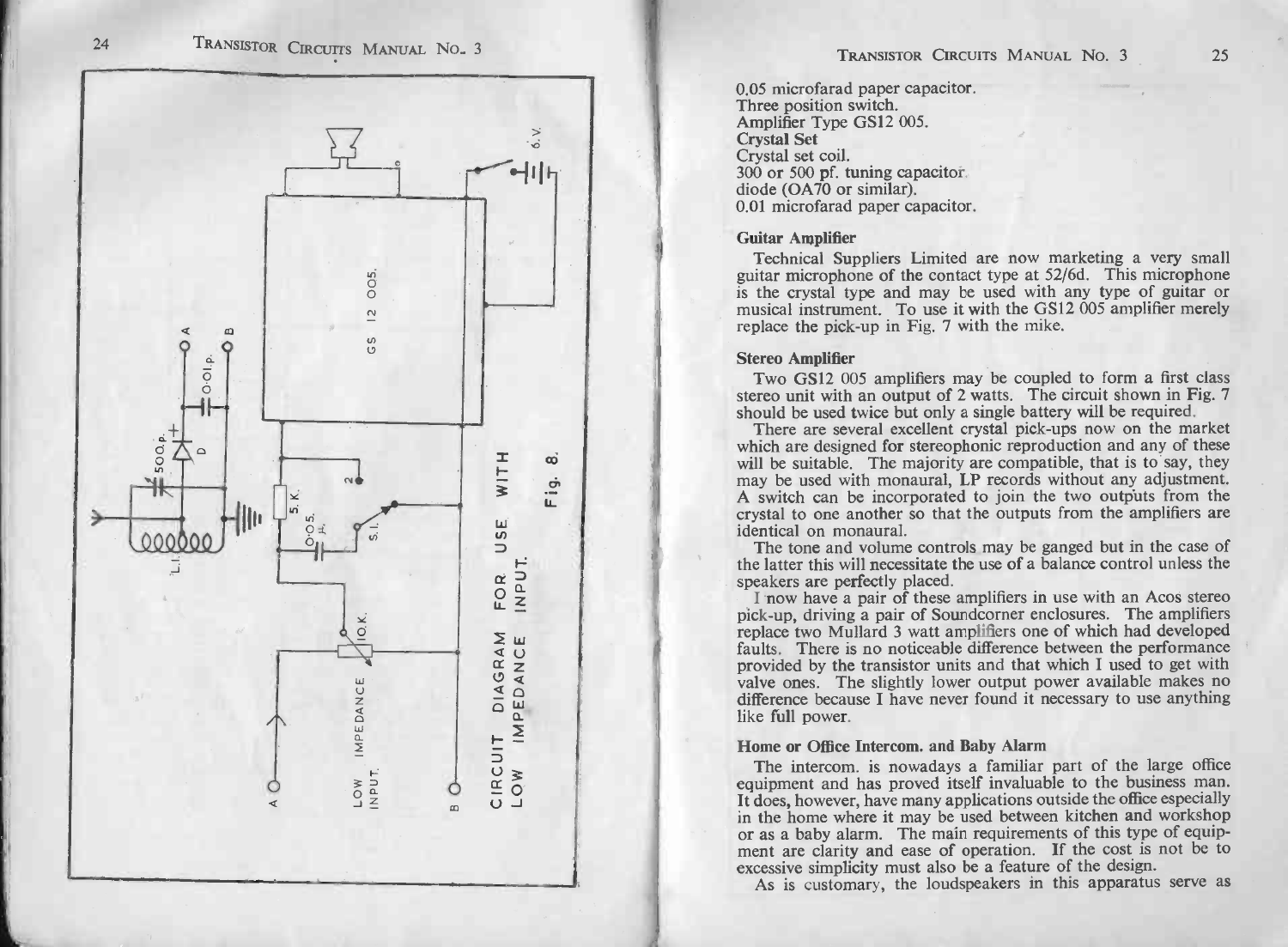CIRCUIT DIAGRAM FOR USE WITH LOW IMPEDANCE INPUT.

Fig. 8.

0.05 microfarad paper capacitor.
Three position switch.
Amplifier Type GS12 005.
**Crystal Set**
Crystal set coil.
300 or 500 pf. tuning capacitor.
diode (OA70 or similar).
0.01 microfarad paper capacitor.

### Guitar Amplifier

Technical Suppliers Limited are now marketing a very small guitar microphone of the contact type at 52/6d. This microphone is the crystal type and may be used with any type of guitar or musical instrument. To use it with the GS12 005 amplifier merely replace the pick-up in Fig. 7 with the mike.

### Stereo Amplifier

Two GS12 005 amplifiers may be coupled to form a first class stereo unit with an output of 2 watts. The circuit shown in Fig. 7 should be used twice but only a single battery will be required.

There are several excellent crystal pick-ups now on the market which are designed for stereophonic reproduction and any of these will be suitable. The majority are compatible, that is to say, they may be used with monaural, LP records without any adjustment. A switch can be incorporated to join the two outputs from the crystal to one another so that the outputs from the amplifiers are identical on monaural.

The tone and volume controls may be ganged but in the case of the latter this will necessitate the use of a balance control unless the speakers are perfectly placed.

I now have a pair of these amplifiers in use with an Acos stereo pick-up, driving a pair of Soundcorner enclosures. The amplifiers replace two Mullard 3 watt amplifiers one of which had developed faults. There is no noticeable difference between the performance provided by the transistor units and that which I used to get with valve ones. The slightly lower output power available makes no difference because I have never found it necessary to use anything like full power.

### Home or Office Intercom. and Baby Alarm

The intercom. is nowadays a familiar part of the large office equipment and has proved itself invaluable to the business man. It does, however, have many applications outside the office especially in the home where it may be used between kitchen and workshop or as a baby alarm. The main requirements of this type of equipment are clarity and ease of operation. If the cost is not be to excessive simplicity must also be a feature of the design.

As is customary, the loudspeakers in this apparatus serve as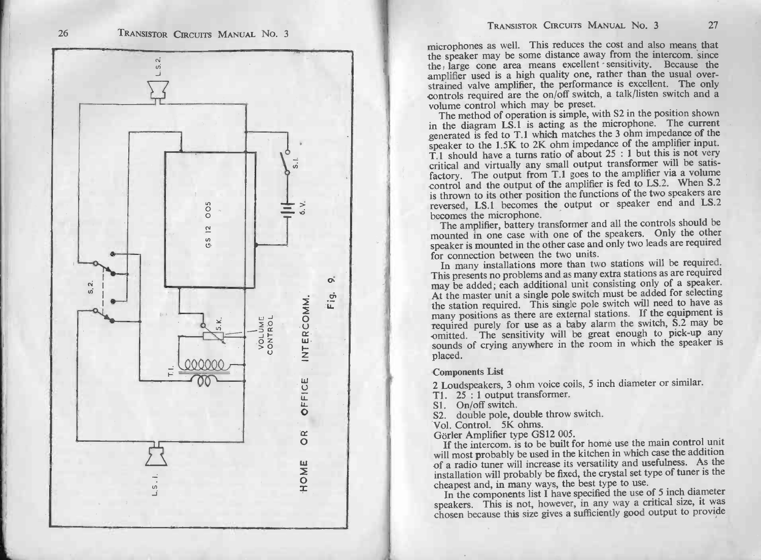Fig. 9. HOME OR OFFICE INTERCOMM.

microphones as well. This reduces the cost and also means that the speaker may be some distance away from the intercom. since the large cone area means excellent sensitivity. Because the amplifier used is a high quality one, rather than the usual over-strained valve amplifier, the performance is excellent. The only controls required are the on/off switch, a talk/listen switch and a volume control which may be preset.

The method of operation is simple, with S2 in the position shown in the diagram LS.1 is acting as the microphone. The current generated is fed to T.1 which matches the 3 ohm impedance of the speaker to the 1.5K to 2K ohm impedance of the amplifier input. T.1 should have a turns ratio of about 25 : 1 but this is not very critical and virtually any small output transformer will be satisfactory. The output from T.1 goes to the amplifier via a volume control and the output of the amplifier is fed to LS.2. When S.2 is thrown to its other position the functions of the two speakers are reversed, LS.1 becomes the output or speaker end and LS.2 becomes the microphone.

The amplifier, battery transformer and all the controls should be mounted in one case with one of the speakers. Only the other speaker is mounted in the other case and only two leads are required for connection between the two units.

In many installations more than two stations will be required. This presents no problems and as many extra stations as are required may be added; each additional unit consisting only of a speaker. At the master unit a single pole switch must be added for selecting the station required. This single pole switch will need to have as many positions as there are external stations. If the equipment is required purely for use as a baby alarm the switch, S.2 may be omitted. The sensitivity will be great enough to pick-up any sounds of crying anywhere in the room in which the speaker is placed.

**Components List**

2 Loudspeakers, 3 ohm voice coils, 5 inch diameter or similar.
T1. 25 : 1 output transformer.
S1. On/off switch.
S2. double pole, double throw switch.
Vol. Control. 5K ohms.
Görler Amplifier type GS12 005.

If the intercom. is to be built for home use the main control unit will most probably be used in the kitchen in which case the addition of a radio tuner will increase its versatility and usefulness. As the installation will probably be fixed, the crystal set type of tuner is the cheapest and, in many ways, the best type to use.

In the components list I have specified the use of 5 inch diameter speakers. This is not, however, in any way a critical size, it was chosen because this size gives a sufficiently good output to provide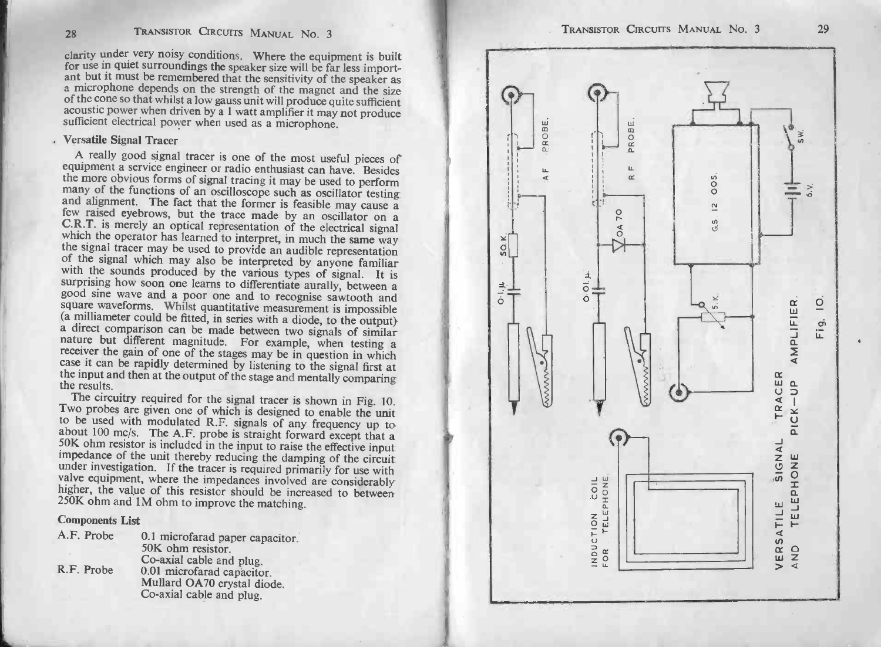clarity under very noisy conditions. Where the equipment is built for use in quiet surroundings the speaker size will be far less important but it must be remembered that the sensitivity of the speaker as a microphone depends on the strength of the magnet and the size of the cone so that whilst a low gauss unit will produce quite sufficient acoustic power when driven by a 1 watt amplifier it may not produce sufficient electrical power when used as a microphone.

## Versatile Signal Tracer

A really good signal tracer is one of the most useful pieces of equipment a service engineer or radio enthusiast can have. Besides the more obvious forms of signal tracing it may be used to perform many of the functions of an oscilloscope such as oscillator testing and alignment. The fact that the former is feasible may cause a few raised eyebrows, but the trace made by an oscillator on a C.R.T. is merely an optical representation of the electrical signal which the operator has learned to interpret, in much the same way the signal tracer may be used to provide an audible representation of the signal which may also be interpreted by anyone familiar with the sounds produced by the various types of signal. It is surprising how soon one learns to differentiate aurally, between a good sine wave and a poor one and to recognise sawtooth and square waveforms. Whilst quantitative measurement is impossible (a milliameter could be fitted, in series with a diode, to the output) a direct comparison can be made between two signals of similar nature but different magnitude. For example, when testing a receiver the gain of one of the stages may be in question in which case it can be rapidly determined by listening to the signal first at the input and then at the output of the stage and mentally comparing the results.

The circuitry required for the signal tracer is shown in Fig. 10. Two probes are given one of which is designed to enable the unit to be used with modulated R.F. signals of any frequency up to about 100 mc/s. The A.F. probe is straight forward except that a 50K ohm resistor is included in the input to raise the effective input impedance of the unit thereby reducing the damping of the circuit under investigation. If the tracer is required primarily for use with valve equipment, where the impedances involved are considerably higher, the value of this resistor should be increased to between 250K ohm and 1M ohm to improve the matching.

**Components List**

| | |
|---|---|
| A.F. Probe | 0.1 microfarad paper capacitor. |
| | 50K ohm resistor. |
| | Co-axial cable and plug. |
| R.F. Probe | 0.01 microfarad capacitor. |
| | Mullard OA70 crystal diode. |
| | Co-axial cable and plug. |

A F PROBE. R F PROBE. OA 70. 0·1 μ. 50 K. 0·01 μ. G.S 12 005. 5 K. SW. 6 V. INDUCTION COIL FOR TELEPHONE.

VERSATILE SIGNAL TRACER AND TELEPHONE PICK-UP AMPLIFIER.

Fig. 10.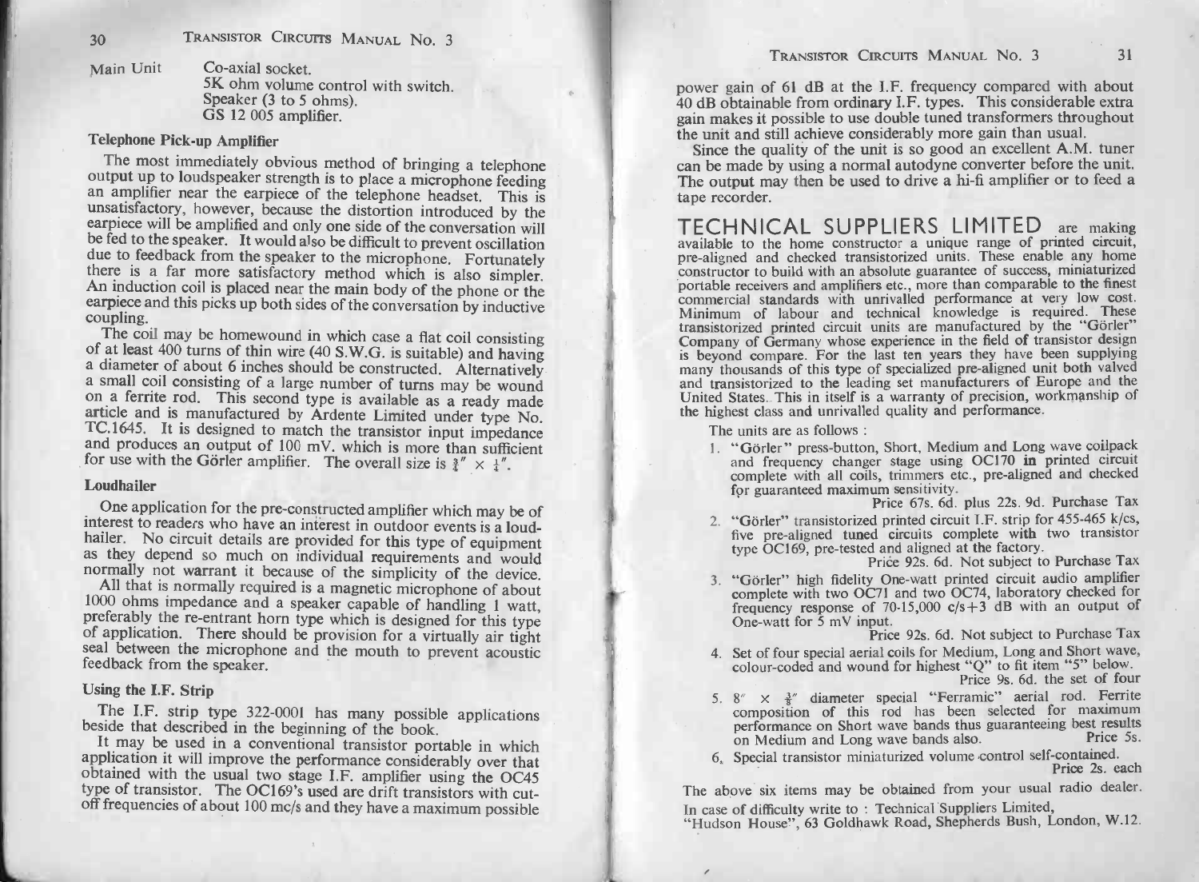Main Unit Co-axial socket.
5K ohm volume control with switch.
Speaker (3 to 5 ohms).
GS 12 005 amplifier.

### Telephone Pick-up Amplifier

The most immediately obvious method of bringing a telephone output up to loudspeaker strength is to place a microphone feeding an amplifier near the earpiece of the telephone headset. This is unsatisfactory, however, because the distortion introduced by the earpiece will be amplified and only one side of the conversation will be fed to the speaker. It would also be difficult to prevent oscillation due to feedback from the speaker to the microphone. Fortunately there is a far more satisfactory method which is also simpler. An induction coil is placed near the main body of the phone or the earpiece and this picks up both sides of the conversation by inductive coupling.

The coil may be homewound in which case a flat coil consisting of at least 400 turns of thin wire (40 S.W.G. is suitable) and having a diameter of about 6 inches should be constructed. Alternatively a small coil consisting of a large number of turns may be wound on a ferrite rod. This second type is available as a ready made article and is manufactured by Ardente Limited under type No. TC.1645. It is designed to match the transistor input impedance and produces an output of 100 mV. which is more than sufficient for use with the Görler amplifier. The overall size is ¾" × ¼".

### Loudhailer

One application for the pre-constructed amplifier which may be of interest to readers who have an interest in outdoor events is a loudhailer. No circuit details are provided for this type of equipment as they depend so much on individual requirements and would normally not warrant it because of the simplicity of the device.

All that is normally required is a magnetic microphone of about 1000 ohms impedance and a speaker capable of handling 1 watt, preferably the re-entrant horn type which is designed for this type of application. There should be provision for a virtually air tight seal between the microphone and the mouth to prevent acoustic feedback from the speaker.

### Using the I.F. Strip

The I.F. strip type 322-0001 has many possible applications beside that described in the beginning of the book.

It may be used in a conventional transistor portable in which application it will improve the performance considerably over that obtained with the usual two stage I.F. amplifier using the OC45 type of transistor. The OC169's used are drift transistors with cut-off frequencies of about 100 mc/s and they have a maximum possible power gain of 61 dB at the I.F. frequency compared with about 40 dB obtainable from ordinary I.F. types. This considerable extra gain makes it possible to use double tuned transformers throughout the unit and still achieve considerably more gain than usual.

Since the quality of the unit is so good an excellent A.M. tuner can be made by using a normal autodyne converter before the unit. The output may then be used to drive a hi-fi amplifier or to feed a tape recorder.

## TECHNICAL SUPPLIERS LIMITED

**TECHNICAL SUPPLIERS LIMITED** are making available to the home constructor a unique range of printed circuit, pre-aligned and checked transistorized units. These enable any home constructor to build with an absolute guarantee of success, miniaturized portable receivers and amplifiers etc., more than comparable to the finest commercial standards with unrivalled performance at very low cost. Minimum of labour and technical knowledge is required. These transistorized printed circuit units are manufactured by the "Görler" Company of Germany whose experience in the field of transistor design is beyond compare. For the last ten years they have been supplying many thousands of this type of specialized pre-aligned unit both valved and transistorized to the leading set manufacturers of Europe and the United States. This in itself is a warranty of precision, workmanship of the highest class and unrivalled quality and performance.

The units are as follows :

1. "Görler" press-button, Short, Medium and Long wave coilpack and frequency changer stage using OC170 in printed circuit complete with all coils, trimmers etc., pre-aligned and checked for guaranteed maximum sensitivity.
   Price 67s. 6d. plus 22s. 9d. Purchase Tax
2. "Görler" transistorized printed circuit I.F. strip for 455-465 k/cs, five pre-aligned tuned circuits complete with two transistor type OC169, pre-tested and aligned at the factory.
   Price 92s. 6d. Not subject to Purchase Tax
3. "Görler" high fidelity One-watt printed circuit audio amplifier complete with two OC71 and two OC74, laboratory checked for frequency response of 70-15,000 c/s+3 dB with an output of One-watt for 5 mV input.
   Price 92s. 6d. Not subject to Purchase Tax
4. Set of four special aerial coils for Medium, Long and Short wave, colour-coded and wound for highest "Q" to fit item "5" below.
   Price 9s. 6d. the set of four
5. 8" × ⅜" diameter special "Ferramic" aerial rod. Ferrite composition of this rod has been selected for maximum performance on Short wave bands thus guaranteeing best results on Medium and Long wave bands also. Price 5s.
6. Special transistor miniaturized volume control self-contained.
   Price 2s. each

The above six items may be obtained from your usual radio dealer.

In case of difficulty write to : Technical Suppliers Limited,
"Hudson House", 63 Goldhawk Road, Shepherds Bush, London, W.12.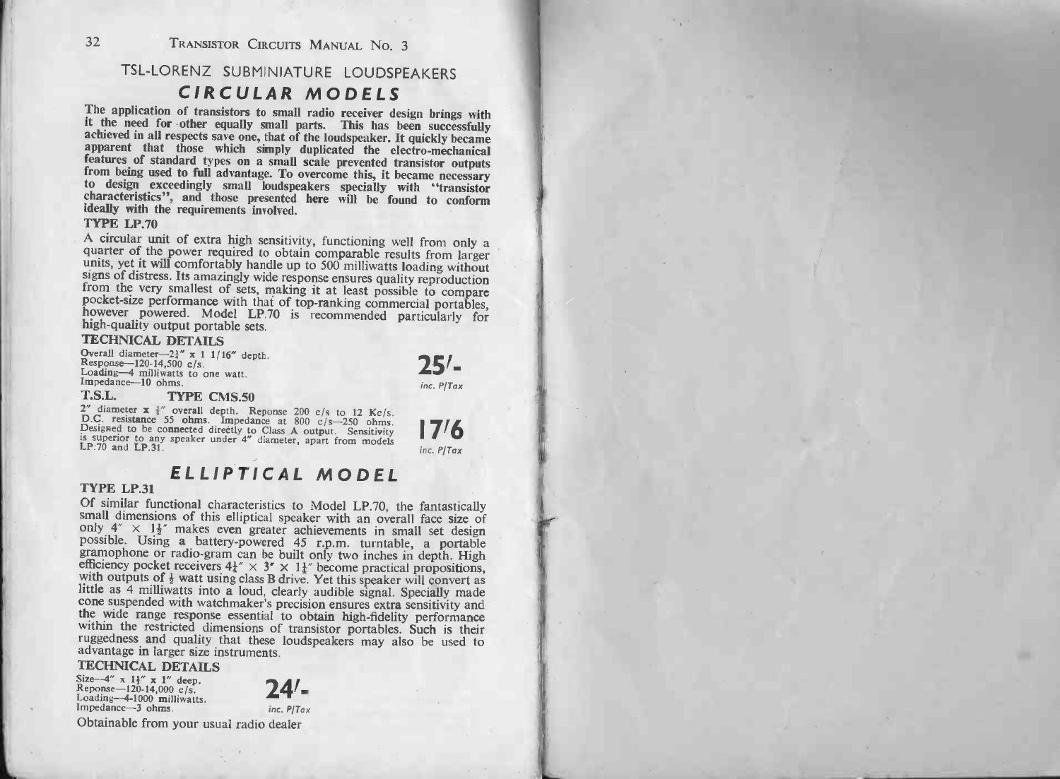## TSL-LORENZ SUBMINIATURE LOUDSPEAKERS

### *CIRCULAR MODELS*

The application of transistors to small radio receiver design brings with it the need for other equally small parts. This has been successfully achieved in all respects save one, that of the loudspeaker. It quickly became apparent that those which simply duplicated the electro-mechanical features of standard types on a small scale prevented transistor outputs from being used to full advantage. To overcome this, it became necessary to design exceedingly small loudspeakers specially with "transistor characteristics", and those presented here will be found to conform ideally with the requirements involved.

**TYPE LP.70**

A circular unit of extra high sensitivity, functioning well from only a quarter of the power required to obtain comparable results from larger units, yet it will comfortably handle up to 500 milliwatts loading without signs of distress. Its amazingly wide response ensures quality reproduction from the very smallest of sets, making it at least possible to compare pocket-size performance with that of top-ranking commercial portables, however powered. Model LP.70 is recommended particularly for high-quality output portable sets.

**TECHNICAL DETAILS**

Overall diameter—2½" x 1 1/16" depth.
Response—120-14,500 c/s.
Loading—4 milliwatts to one watt.
Impedance—10 ohms.

**25/-** *inc. P/Tax*

**T.S.L. TYPE CMS.50**

2" diameter x ⅞" overall depth. Reponse 200 c/s to 12 Kc/s. D.C. resistance 55 ohms. Impedance at 800 c/s—250 ohms. Designed to be connected directly to Class A output. Sensitivity is superior to any speaker under 4" diameter, apart from models LP.70 and LP.31.

**17/6** *inc. P/Tax*

### *ELLIPTICAL MODEL*

**TYPE LP.31**

Of similar functional characteristics to Model LP.70, the fantastically small dimensions of this elliptical speaker with an overall face size of only 4" × 1½" makes even greater achievements in small set design possible. Using a battery-powered 45 r.p.m. turntable, a portable gramophone or radio-gram can be built only two inches in depth. High efficiency pocket receivers 4½" × 3" × 1½" become practical propositions, with outputs of ¼ watt using class B drive. Yet this speaker will convert as little as 4 milliwatts into a loud, clearly audible signal. Specially made cone suspended with watchmaker's precision ensures extra sensitivity and the wide range response essential to obtain high-fidelity performance within the restricted dimensions of transistor portables. Such is their ruggedness and quality that these loudspeakers may also be used to advantage in larger size instruments.

**TECHNICAL DETAILS**

Size—4" x 1½" x 1" deep.
Reponse—120-14,000 c/s.
Loading—4-1000 milliwatts.
Impedance—3 ohms.

**24/-** *inc. P/Tax*

Obtainable from your usual radio dealer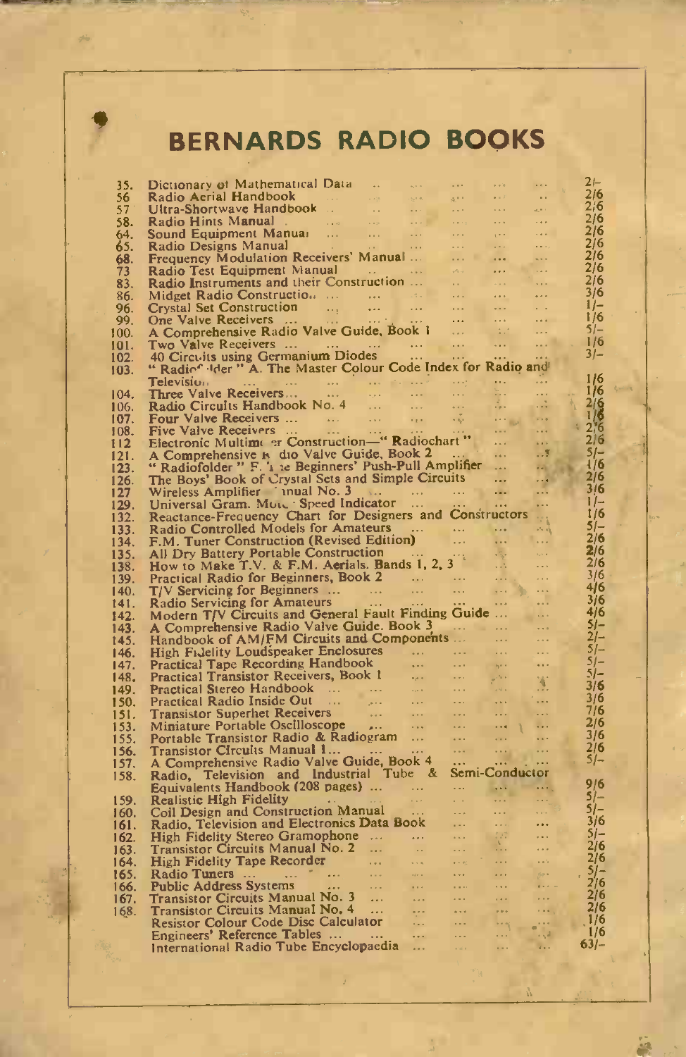# BERNARDS RADIO BOOKS

| | | |
|---|---|---|
| 35. | Dictionary of Mathematical Data | 2/- |
| 56 | Radio Aerial Handbook | 2/6 |
| 57 | Ultra-Shortwave Handbook | 2/6 |
| 58. | Radio Hints Manual | 2/6 |
| 64. | Sound Equipment Manual | 2/6 |
| 65. | Radio Designs Manual | 2/6 |
| 68. | Frequency Modulation Receivers' Manual | 2/6 |
| 73 | Radio Test Equipment Manual | 2/6 |
| 83. | Radio Instruments and their Construction | 2/6 |
| 86. | Midget Radio Construction | 3/6 |
| 96. | Crystal Set Construction | 1/- |
| 99. | One Valve Receivers | 1/6 |
| 100. | A Comprehensive Radio Valve Guide, Book 1 | 5/- |
| 101. | Two Valve Receivers | 1/6 |
| 102. | 40 Circuits using Germanium Diodes | 3/- |
| 103. | "Radiofolder" A. The Master Colour Code Index for Radio and Television | 1/6 |
| 104. | Three Valve Receivers | 1/6 |
| 106. | Radio Circuits Handbook No. 4 | 2/6 |
| 107. | Four Valve Receivers | 1/6 |
| 108. | Five Valve Receivers | 2/6 |
| 112 | Electronic Multimeter Construction—"Radiochart" | 2/6 |
| 121. | A Comprehensive Radio Valve Guide, Book 2 | 5/- |
| 123. | "Radiofolder" F. The Beginners' Push-Pull Amplifier | 1/6 |
| 126. | The Boys' Book of Crystal Sets and Simple Circuits | 2/6 |
| 127 | Wireless Amplifier Manual No. 3 | 3/6 |
| 129. | Universal Gram. Motor Speed Indicator | 1/- |
| 132. | Reactance-Frequency Chart for Designers and Constructors | 1/6 |
| 133. | Radio Controlled Models for Amateurs | 5/- |
| 134. | F.M. Tuner Construction (Revised Edition) | 2/6 |
| 135. | All Dry Battery Portable Construction | 2/6 |
| 138. | How to Make T.V. & F.M. Aerials. Bands 1, 2, 3 | 2/6 |
| 139. | Practical Radio for Beginners, Book 2 | 3/6 |
| 140. | T/V Servicing for Beginners | 4/6 |
| 141. | Radio Servicing for Amateurs | 3/6 |
| 142. | Modern T/V Circuits and General Fault Finding Guide | 4/6 |
| 143. | A Comprehensive Radio Valve Guide. Book 3 | 5/- |
| 145. | Handbook of AM/FM Circuits and Components | 2/- |
| 146. | High Fidelity Loudspeaker Enclosures | 5/- |
| 147. | Practical Tape Recording Handbook | 5/- |
| 148. | Practical Transistor Receivers, Book 1 | 5/- |
| 149. | Practical Stereo Handbook | 3/6 |
| 150. | Practical Radio Inside Out | 3/6 |
| 151. | Transistor Superhet Receivers | 7/6 |
| 153. | Miniature Portable Oscilloscope | 2/6 |
| 155. | Portable Transistor Radio & Radiogram | 3/6 |
| 156. | Transistor Circuits Manual 1 | 2/6 |
| 157. | A Comprehensive Radio Valve Guide, Book 4 | 5/- |
| 158. | Radio, Television and Industrial Tube & Semi-Conductor Equivalents Handbook (208 pages) | 9/6 |
| 159. | Realistic High Fidelity | 5/- |
| 160. | Coil Design and Construction Manual | 5/- |
| 161. | Radio, Television and Electronics Data Book | 3/6 |
| 162. | High Fidelity Stereo Gramophone | 5/- |
| 163. | Transistor Circuits Manual No. 2 | 2/6 |
| 164. | High Fidelity Tape Recorder | 2/6 |
| 165. | Radio Tuners | 5/- |
| 166. | Public Address Systems | 2/6 |
| 167. | Transistor Circuits Manual No. 3 | 2/6 |
| 168. | Transistor Circuits Manual No. 4 | 2/6 |
| | Resistor Colour Code Disc Calculator | 1/6 |
| | Engineers' Reference Tables | 1/6 |
| | International Radio Tube Encyclopaedia | 63/- |